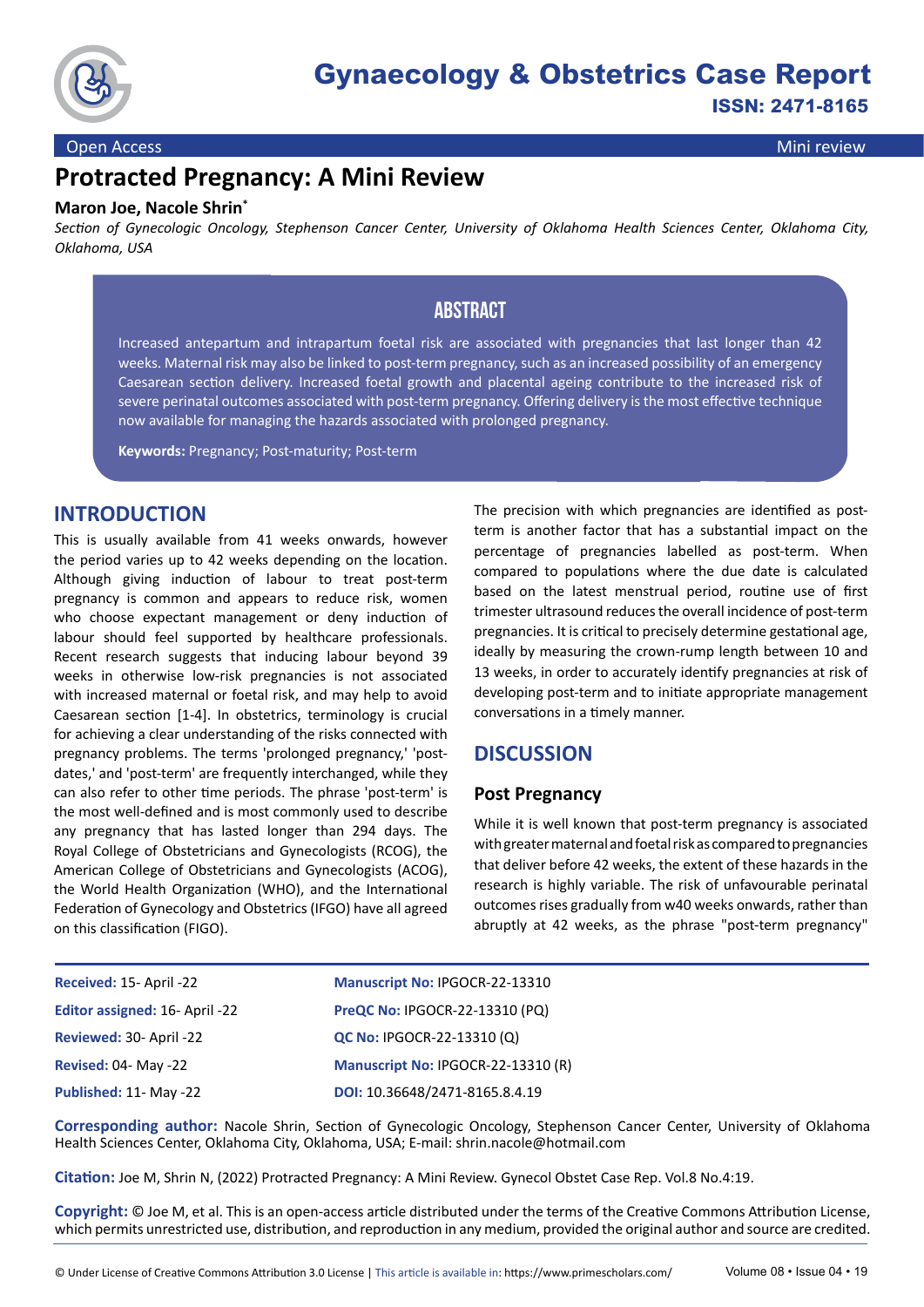Gynaecology & Obstetrics Case Report

ISSN: 2471-8165

Open Access | Mini review

# Protracted Pregnancy: A Mini Review

**Maron Joe, Nacole Shrin***

*Section of Gynecologic Oncology, Stephenson Cancer Center, University of Oklahoma Health Sciences Center, Oklahoma City, Oklahoma, USA*

## ABSTRACT

Increased antepartum and intrapartum foetal risk are associated with pregnancies that last longer than 42 weeks. Maternal risk may also be linked to post-term pregnancy, such as an increased possibility of an emergency Caesarean section delivery. Increased foetal growth and placental ageing contribute to the increased risk of severe perinatal outcomes associated with post-term pregnancy. Offering delivery is the most effective technique now available for managing the hazards associated with prolonged pregnancy.

**Keywords:** Pregnancy; Post-maturity; Post-term

## INTRODUCTION

This is usually available from 41 weeks onwards, however the period varies up to 42 weeks depending on the location. Although giving induction of labour to treat post-term pregnancy is common and appears to reduce risk, women who choose expectant management or deny induction of labour should feel supported by healthcare professionals. Recent research suggests that inducing labour beyond 39 weeks in otherwise low-risk pregnancies is not associated with increased maternal or foetal risk, and may help to avoid Caesarean section [1-4]. In obstetrics, terminology is crucial for achieving a clear understanding of the risks connected with pregnancy problems. The terms 'prolonged pregnancy,' 'post-dates,' and 'post-term' are frequently interchanged, while they can also refer to other time periods. The phrase 'post-term' is the most well-defined and is most commonly used to describe any pregnancy that has lasted longer than 294 days. The Royal College of Obstetricians and Gynecologists (RCOG), the American College of Obstetricians and Gynecologists (ACOG), the World Health Organization (WHO), and the International Federation of Gynecology and Obstetrics (IFGO) have all agreed on this classification (FIGO).

The precision with which pregnancies are identified as post-term is another factor that has a substantial impact on the percentage of pregnancies labelled as post-term. When compared to populations where the due date is calculated based on the latest menstrual period, routine use of first trimester ultrasound reduces the overall incidence of post-term pregnancies. It is critical to precisely determine gestational age, ideally by measuring the crown-rump length between 10 and 13 weeks, in order to accurately identify pregnancies at risk of developing post-term and to initiate appropriate management conversations in a timely manner.

## DISCUSSION

### Post Pregnancy

While it is well known that post-term pregnancy is associated with greater maternal and foetal risk as compared to pregnancies that deliver before 42 weeks, the extent of these hazards in the research is highly variable. The risk of unfavourable perinatal outcomes rises gradually from w40 weeks onwards, rather than abruptly at 42 weeks, as the phrase "post-term pregnancy"

| | |
|---|---|
| **Received:** 15- April -22 | **Manuscript No:** IPGOCR-22-13310 |
| **Editor assigned:** 16- April -22 | **PreQC No:** IPGOCR-22-13310 (PQ) |
| **Reviewed:** 30- April -22 | **QC No:** IPGOCR-22-13310 (Q) |
| **Revised:** 04- May -22 | **Manuscript No:** IPGOCR-22-13310 (R) |
| **Published:** 11- May -22 | **DOI:** 10.36648/2471-8165.8.4.19 |

**Corresponding author:** Nacole Shrin, Section of Gynecologic Oncology, Stephenson Cancer Center, University of Oklahoma Health Sciences Center, Oklahoma City, Oklahoma, USA; E-mail: shrin.nacole@hotmail.com

**Citation:** Joe M, Shrin N, (2022) Protracted Pregnancy: A Mini Review. Gynecol Obstet Case Rep. Vol.8 No.4:19.

**Copyright:** © Joe M, et al. This is an open-access article distributed under the terms of the Creative Commons Attribution License, which permits unrestricted use, distribution, and reproduction in any medium, provided the original author and source are credited.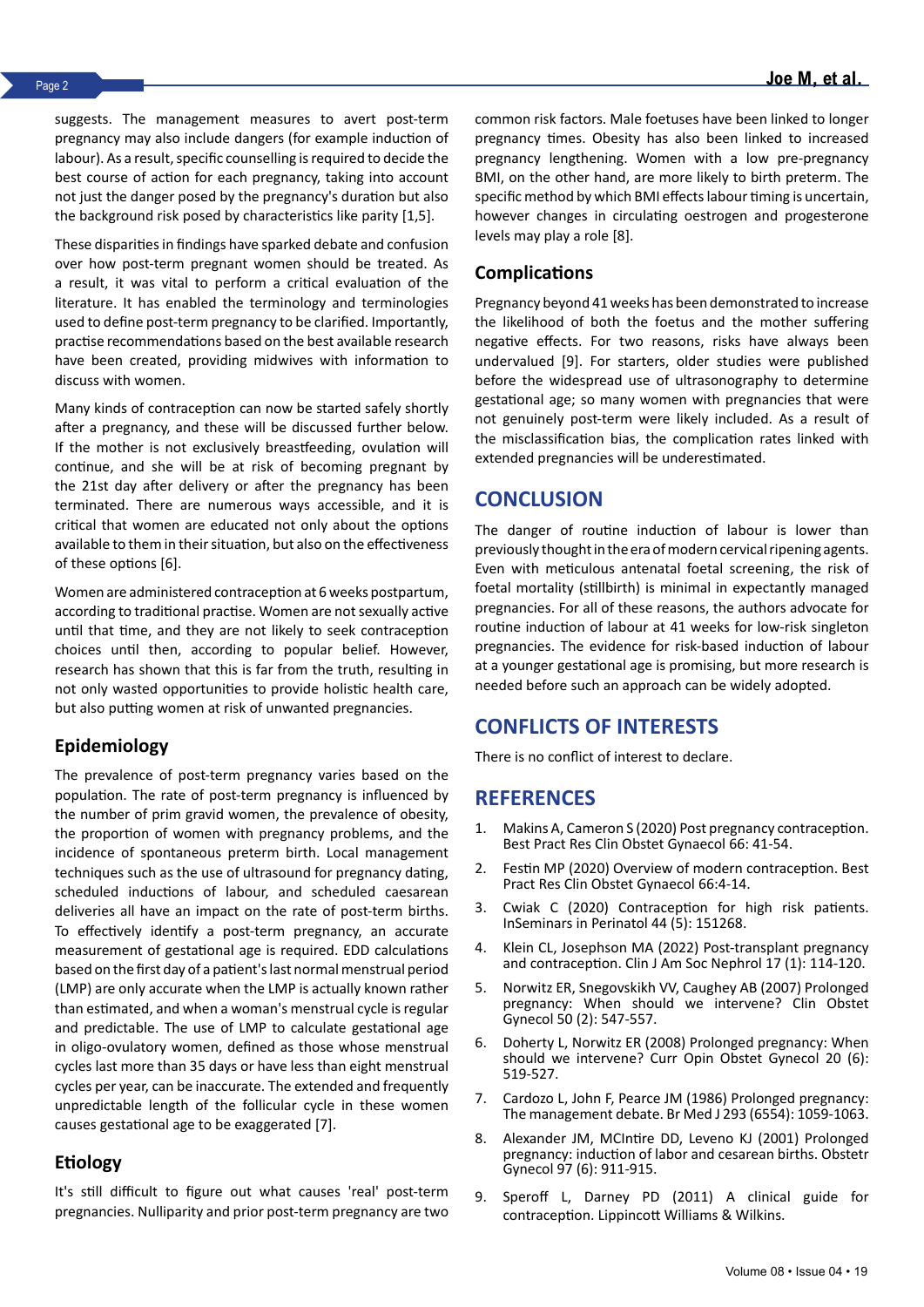suggests. The management measures to avert post-term pregnancy may also include dangers (for example induction of labour). As a result, specific counselling is required to decide the best course of action for each pregnancy, taking into account not just the danger posed by the pregnancy's duration but also the background risk posed by characteristics like parity [1,5].

These disparities in findings have sparked debate and confusion over how post-term pregnant women should be treated. As a result, it was vital to perform a critical evaluation of the literature. It has enabled the terminology and terminologies used to define post-term pregnancy to be clarified. Importantly, practise recommendations based on the best available research have been created, providing midwives with information to discuss with women.

Many kinds of contraception can now be started safely shortly after a pregnancy, and these will be discussed further below. If the mother is not exclusively breastfeeding, ovulation will continue, and she will be at risk of becoming pregnant by the 21st day after delivery or after the pregnancy has been terminated. There are numerous ways accessible, and it is critical that women are educated not only about the options available to them in their situation, but also on the effectiveness of these options [6].

Women are administered contraception at 6 weeks postpartum, according to traditional practise. Women are not sexually active until that time, and they are not likely to seek contraception choices until then, according to popular belief. However, research has shown that this is far from the truth, resulting in not only wasted opportunities to provide holistic health care, but also putting women at risk of unwanted pregnancies.

## Epidemiology

The prevalence of post-term pregnancy varies based on the population. The rate of post-term pregnancy is influenced by the number of prim gravid women, the prevalence of obesity, the proportion of women with pregnancy problems, and the incidence of spontaneous preterm birth. Local management techniques such as the use of ultrasound for pregnancy dating, scheduled inductions of labour, and scheduled caesarean deliveries all have an impact on the rate of post-term births. To effectively identify a post-term pregnancy, an accurate measurement of gestational age is required. EDD calculations based on the first day of a patient's last normal menstrual period (LMP) are only accurate when the LMP is actually known rather than estimated, and when a woman's menstrual cycle is regular and predictable. The use of LMP to calculate gestational age in oligo-ovulatory women, defined as those whose menstrual cycles last more than 35 days or have less than eight menstrual cycles per year, can be inaccurate. The extended and frequently unpredictable length of the follicular cycle in these women causes gestational age to be exaggerated [7].

## Etiology

It's still difficult to figure out what causes 'real' post-term pregnancies. Nulliparity and prior post-term pregnancy are two common risk factors. Male foetuses have been linked to longer pregnancy times. Obesity has also been linked to increased pregnancy lengthening. Women with a low pre-pregnancy BMI, on the other hand, are more likely to birth preterm. The specific method by which BMI effects labour timing is uncertain, however changes in circulating oestrogen and progesterone levels may play a role [8].

## Complications

Pregnancy beyond 41 weeks has been demonstrated to increase the likelihood of both the foetus and the mother suffering negative effects. For two reasons, risks have always been undervalued [9]. For starters, older studies were published before the widespread use of ultrasonography to determine gestational age; so many women with pregnancies that were not genuinely post-term were likely included. As a result of the misclassification bias, the complication rates linked with extended pregnancies will be underestimated.

# CONCLUSION

The danger of routine induction of labour is lower than previously thought in the era of modern cervical ripening agents. Even with meticulous antenatal foetal screening, the risk of foetal mortality (stillbirth) is minimal in expectantly managed pregnancies. For all of these reasons, the authors advocate for routine induction of labour at 41 weeks for low-risk singleton pregnancies. The evidence for risk-based induction of labour at a younger gestational age is promising, but more research is needed before such an approach can be widely adopted.

# CONFLICTS OF INTERESTS

There is no conflict of interest to declare.

# REFERENCES

1. Makins A, Cameron S (2020) Post pregnancy contraception. Best Pract Res Clin Obstet Gynaecol 66: 41-54.
2. Festin MP (2020) Overview of modern contraception. Best Pract Res Clin Obstet Gynaecol 66:4-14.
3. Cwiak C (2020) Contraception for high risk patients. InSeminars in Perinatol 44 (5): 151268.
4. Klein CL, Josephson MA (2022) Post-transplant pregnancy and contraception. Clin J Am Soc Nephrol 17 (1): 114-120.
5. Norwitz ER, Snegovskikh VV, Caughey AB (2007) Prolonged pregnancy: When should we intervene? Clin Obstet Gynecol 50 (2): 547-557.
6. Doherty L, Norwitz ER (2008) Prolonged pregnancy: When should we intervene? Curr Opin Obstet Gynecol 20 (6): 519-527.
7. Cardozo L, John F, Pearce JM (1986) Prolonged pregnancy: The management debate. Br Med J 293 (6554): 1059-1063.
8. Alexander JM, MCIntire DD, Leveno KJ (2001) Prolonged pregnancy: induction of labor and cesarean births. Obstetr Gynecol 97 (6): 911-915.
9. Speroff L, Darney PD (2011) A clinical guide for contraception. Lippincott Williams & Wilkins.